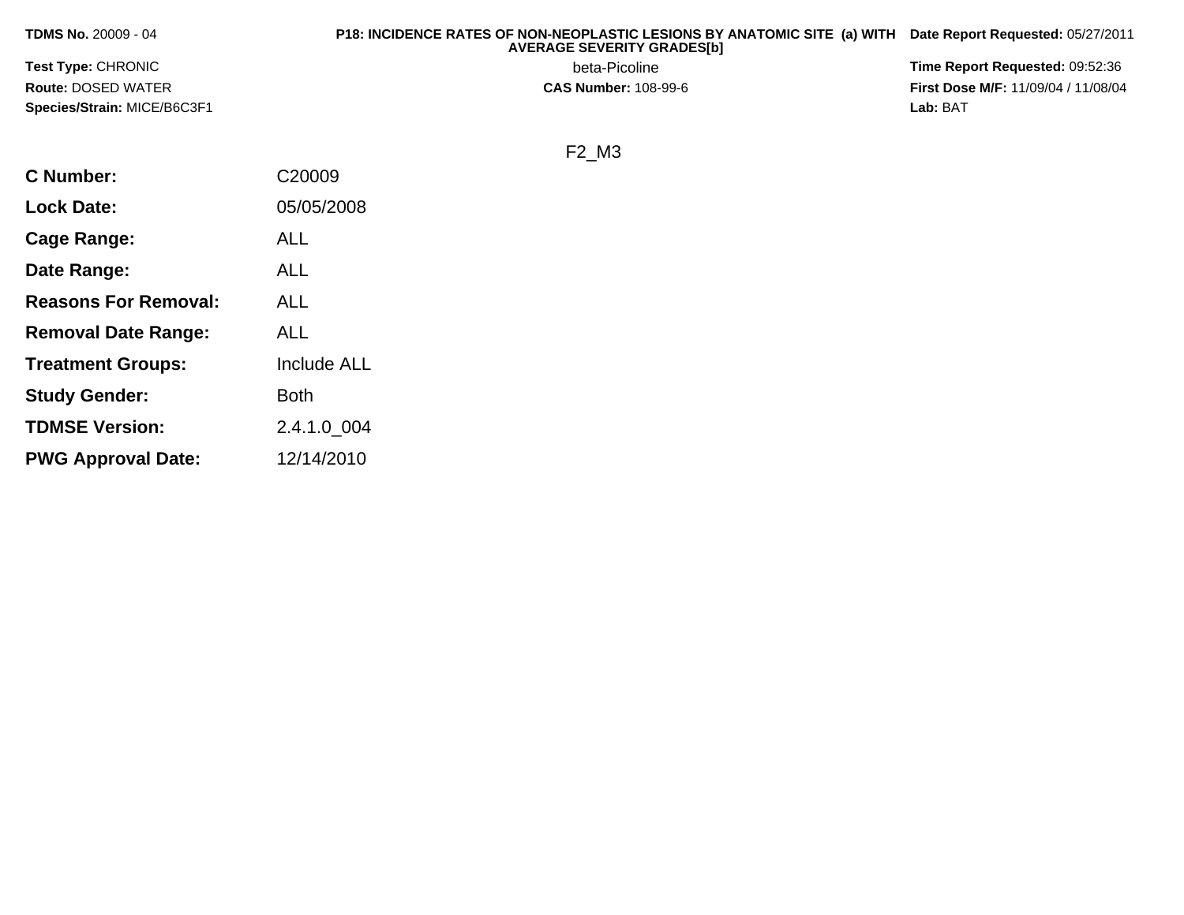**TDMS No.** 20009 - 04

**Test Type:** CHRONIC

**Route:** DOSED WATER

**Species/Strain:** MICE/B6C3F1

**P18: INCIDENCE RATES OF NON-NEOPLASTIC LESIONS BY ANATOMIC SITE (a) WITH AVERAGE SEVERITY GRADES[b]**

beta-Picoline

**CAS Number:** 108-99-6

**Date Report Requested:** 05/27/2011

**Time Report Requested:** 09:52:36

**First Dose M/F:** 11/09/04 / 11/08/04

**Lab:** BAT

F2_M3

| | |
|---|---|
| **C Number:** | C20009 |
| **Lock Date:** | 05/05/2008 |
| **Cage Range:** | ALL |
| **Date Range:** | ALL |
| **Reasons For Removal:** | ALL |
| **Removal Date Range:** | ALL |
| **Treatment Groups:** | Include ALL |
| **Study Gender:** | Both |
| **TDMSE Version:** | 2.4.1.0_004 |
| **PWG Approval Date:** | 12/14/2010 |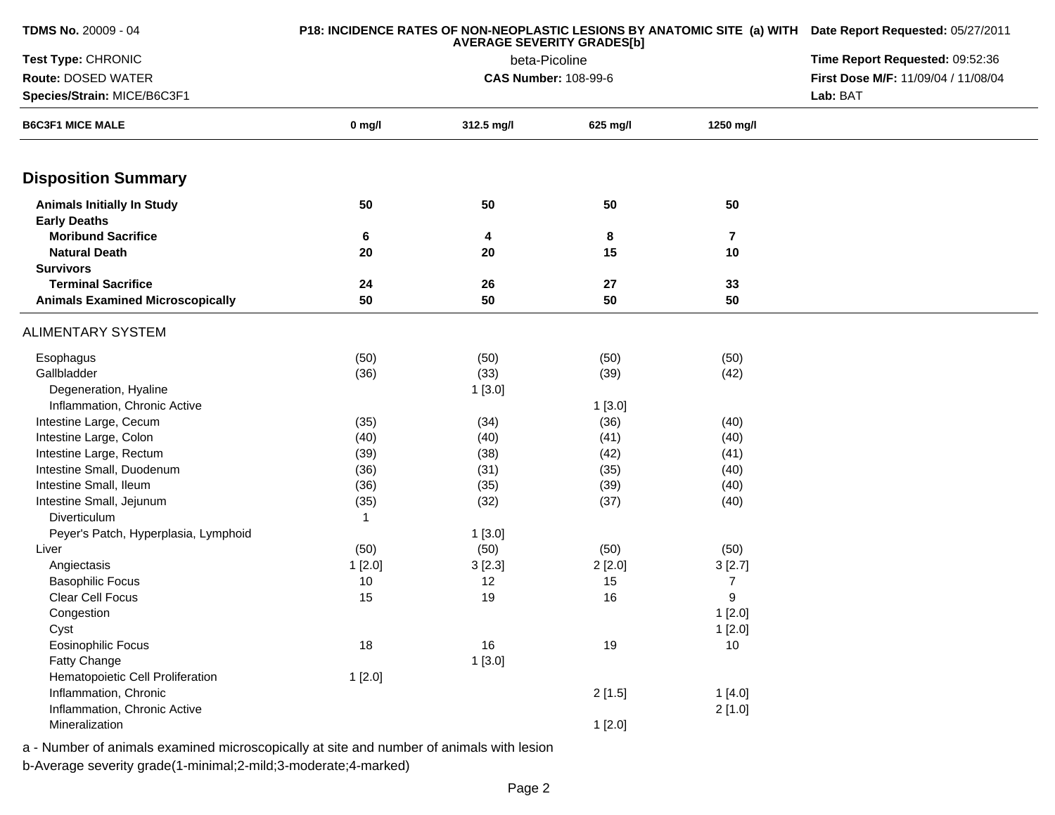**TDMS No.** 20009 - 04

**P18: INCIDENCE RATES OF NON-NEOPLASTIC LESIONS BY ANATOMIC SITE (a) WITH AVERAGE SEVERITY GRADES[b]**

**Date Report Requested:** 05/27/2011

**Test Type:** CHRONIC

beta-Picoline

**Time Report Requested:** 09:52:36

**Route:** DOSED WATER

**CAS Number:** 108-99-6

**First Dose M/F:** 11/09/04 / 11/08/04

**Species/Strain:** MICE/B6C3F1

**Lab:** BAT

| B6C3F1 MICE MALE | 0 mg/l | 312.5 mg/l | 625 mg/l | 1250 mg/l |
|---|---|---|---|---|
| **Disposition Summary** | | | | |
| **Animals Initially In Study** | **50** | **50** | **50** | **50** |
| **Early Deaths** | | | | |
| **Moribund Sacrifice** | **6** | **4** | **8** | **7** |
| **Natural Death** | **20** | **20** | **15** | **10** |
| **Survivors** | | | | |
| **Terminal Sacrifice** | **24** | **26** | **27** | **33** |
| **Animals Examined Microscopically** | **50** | **50** | **50** | **50** |
| ALIMENTARY SYSTEM | | | | |
| Esophagus | (50) | (50) | (50) | (50) |
| Gallbladder | (36) | (33) | (39) | (42) |
| Degeneration, Hyaline | | 1 [3.0] | | |
| Inflammation, Chronic Active | | | 1 [3.0] | |
| Intestine Large, Cecum | (35) | (34) | (36) | (40) |
| Intestine Large, Colon | (40) | (40) | (41) | (40) |
| Intestine Large, Rectum | (39) | (38) | (42) | (41) |
| Intestine Small, Duodenum | (36) | (31) | (35) | (40) |
| Intestine Small, Ileum | (36) | (35) | (39) | (40) |
| Intestine Small, Jejunum | (35) | (32) | (37) | (40) |
| Diverticulum | 1 | | | |
| Peyer's Patch, Hyperplasia, Lymphoid | | 1 [3.0] | | |
| Liver | (50) | (50) | (50) | (50) |
| Angiectasis | 1 [2.0] | 3 [2.3] | 2 [2.0] | 3 [2.7] |
| Basophilic Focus | 10 | 12 | 15 | 7 |
| Clear Cell Focus | 15 | 19 | 16 | 9 |
| Congestion | | | | 1 [2.0] |
| Cyst | | | | 1 [2.0] |
| Eosinophilic Focus | 18 | 16 | 19 | 10 |
| Fatty Change | | 1 [3.0] | | |
| Hematopoietic Cell Proliferation | 1 [2.0] | | | |
| Inflammation, Chronic | | | 2 [1.5] | 1 [4.0] |
| Inflammation, Chronic Active | | | | 2 [1.0] |
| Mineralization | | | 1 [2.0] | |

a - Number of animals examined microscopically at site and number of animals with lesion

b-Average severity grade(1-minimal;2-mild;3-moderate;4-marked)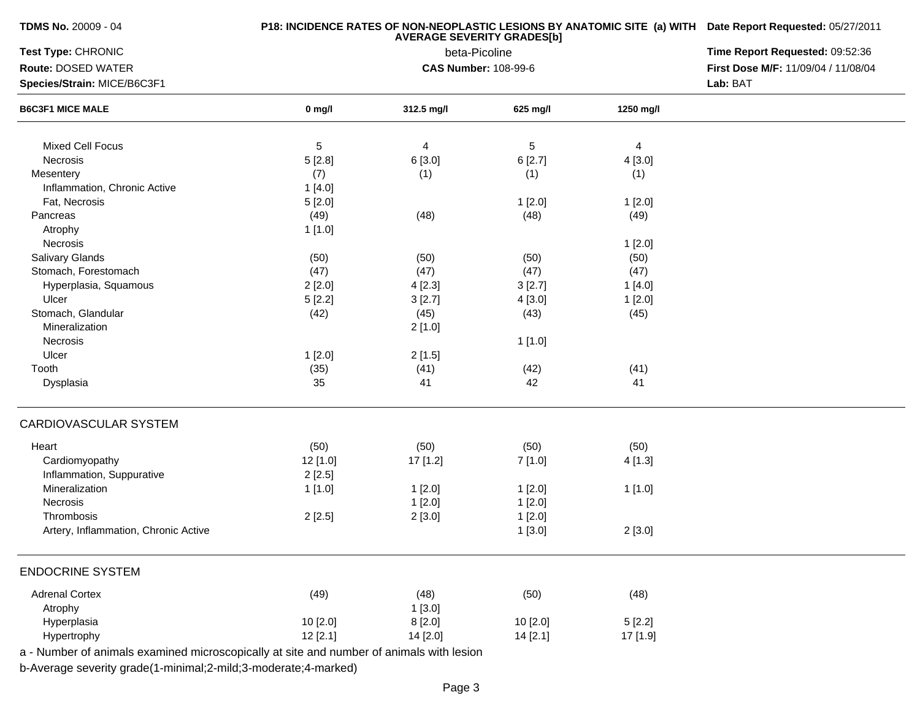**TDMS No.** 20009 - 04

**Test Type:** CHRONIC

**Route:** DOSED WATER

**Species/Strain:** MICE/B6C3F1

**P18: INCIDENCE RATES OF NON-NEOPLASTIC LESIONS BY ANATOMIC SITE (a) WITH AVERAGE SEVERITY GRADES[b]**

beta-Picoline

**CAS Number:** 108-99-6

**Date Report Requested:** 05/27/2011

**Time Report Requested:** 09:52:36

**First Dose M/F:** 11/09/04 / 11/08/04

**Lab:** BAT

| B6C3F1 MICE MALE | 0 mg/l | 312.5 mg/l | 625 mg/l | 1250 mg/l |
|---|---|---|---|---|
| Mixed Cell Focus | 5 | 4 | 5 | 4 |
| Necrosis | 5 [2.8] | 6 [3.0] | 6 [2.7] | 4 [3.0] |
| Mesentery | (7) | (1) | (1) | (1) |
| Inflammation, Chronic Active | 1 [4.0] | | | |
| Fat, Necrosis | 5 [2.0] | | 1 [2.0] | 1 [2.0] |
| Pancreas | (49) | (48) | (48) | (49) |
| Atrophy | 1 [1.0] | | | |
| Necrosis | | | | 1 [2.0] |
| Salivary Glands | (50) | (50) | (50) | (50) |
| Stomach, Forestomach | (47) | (47) | (47) | (47) |
| Hyperplasia, Squamous | 2 [2.0] | 4 [2.3] | 3 [2.7] | 1 [4.0] |
| Ulcer | 5 [2.2] | 3 [2.7] | 4 [3.0] | 1 [2.0] |
| Stomach, Glandular | (42) | (45) | (43) | (45) |
| Mineralization | | 2 [1.0] | | |
| Necrosis | | | 1 [1.0] | |
| Ulcer | 1 [2.0] | 2 [1.5] | | |
| Tooth | (35) | (41) | (42) | (41) |
| Dysplasia | 35 | 41 | 42 | 41 |
| **CARDIOVASCULAR SYSTEM** | | | | |
| Heart | (50) | (50) | (50) | (50) |
| Cardiomyopathy | 12 [1.0] | 17 [1.2] | 7 [1.0] | 4 [1.3] |
| Inflammation, Suppurative | 2 [2.5] | | | |
| Mineralization | 1 [1.0] | 1 [2.0] | 1 [2.0] | 1 [1.0] |
| Necrosis | | 1 [2.0] | 1 [2.0] | |
| Thrombosis | 2 [2.5] | 2 [3.0] | 1 [2.0] | |
| Artery, Inflammation, Chronic Active | | | 1 [3.0] | 2 [3.0] |
| **ENDOCRINE SYSTEM** | | | | |
| Adrenal Cortex | (49) | (48) | (50) | (48) |
| Atrophy | | 1 [3.0] | | |
| Hyperplasia | 10 [2.0] | 8 [2.0] | 10 [2.0] | 5 [2.2] |
| Hypertrophy | 12 [2.1] | 14 [2.0] | 14 [2.1] | 17 [1.9] |

a - Number of animals examined microscopically at site and number of animals with lesion

b-Average severity grade(1-minimal;2-mild;3-moderate;4-marked)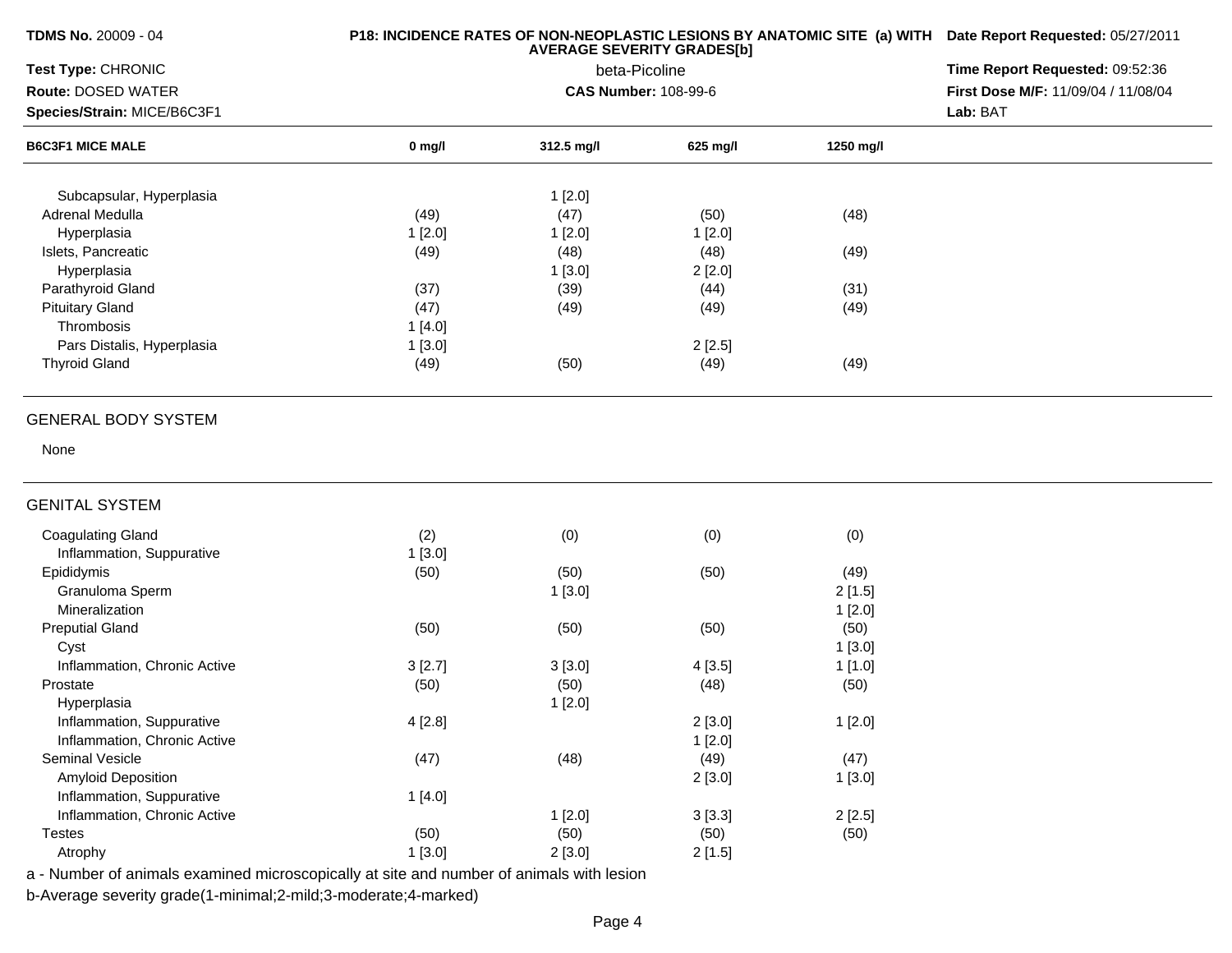**TDMS No.** 20009 - 04

**Test Type:** CHRONIC

**Route:** DOSED WATER

**Species/Strain:** MICE/B6C3F1

**P18: INCIDENCE RATES OF NON-NEOPLASTIC LESIONS BY ANATOMIC SITE (a) WITH AVERAGE SEVERITY GRADES[b]**

beta-Picoline

**CAS Number:** 108-99-6

**Date Report Requested:** 05/27/2011

**Time Report Requested:** 09:52:36

**First Dose M/F:** 11/09/04 / 11/08/04

**Lab:** BAT

| B6C3F1 MICE MALE | 0 mg/l | 312.5 mg/l | 625 mg/l | 1250 mg/l |
|---|---|---|---|---|
| Subcapsular, Hyperplasia | | 1 [2.0] | | |
| Adrenal Medulla | (49) | (47) | (50) | (48) |
| Hyperplasia | 1 [2.0] | 1 [2.0] | 1 [2.0] | |
| Islets, Pancreatic | (49) | (48) | (48) | (49) |
| Hyperplasia | | 1 [3.0] | 2 [2.0] | |
| Parathyroid Gland | (37) | (39) | (44) | (31) |
| Pituitary Gland | (47) | (49) | (49) | (49) |
| Thrombosis | 1 [4.0] | | | |
| Pars Distalis, Hyperplasia | 1 [3.0] | | 2 [2.5] | |
| Thyroid Gland | (49) | (50) | (49) | (49) |
| **GENERAL BODY SYSTEM** | | | | |
| None | | | | |
| **GENITAL SYSTEM** | | | | |
| Coagulating Gland | (2) | (0) | (0) | (0) |
| Inflammation, Suppurative | 1 [3.0] | | | |
| Epididymis | (50) | (50) | (50) | (49) |
| Granuloma Sperm | | 1 [3.0] | | 2 [1.5] |
| Mineralization | | | | 1 [2.0] |
| Preputial Gland | (50) | (50) | (50) | (50) |
| Cyst | | | | 1 [3.0] |
| Inflammation, Chronic Active | 3 [2.7] | 3 [3.0] | 4 [3.5] | 1 [1.0] |
| Prostate | (50) | (50) | (48) | (50) |
| Hyperplasia | | 1 [2.0] | | |
| Inflammation, Suppurative | 4 [2.8] | | 2 [3.0] | 1 [2.0] |
| Inflammation, Chronic Active | | | 1 [2.0] | |
| Seminal Vesicle | (47) | (48) | (49) | (47) |
| Amyloid Deposition | | | 2 [3.0] | 1 [3.0] |
| Inflammation, Suppurative | 1 [4.0] | | | |
| Inflammation, Chronic Active | | 1 [2.0] | 3 [3.3] | 2 [2.5] |
| Testes | (50) | (50) | (50) | (50) |
| Atrophy | 1 [3.0] | 2 [3.0] | 2 [1.5] | |

a - Number of animals examined microscopically at site and number of animals with lesion

b-Average severity grade(1-minimal;2-mild;3-moderate;4-marked)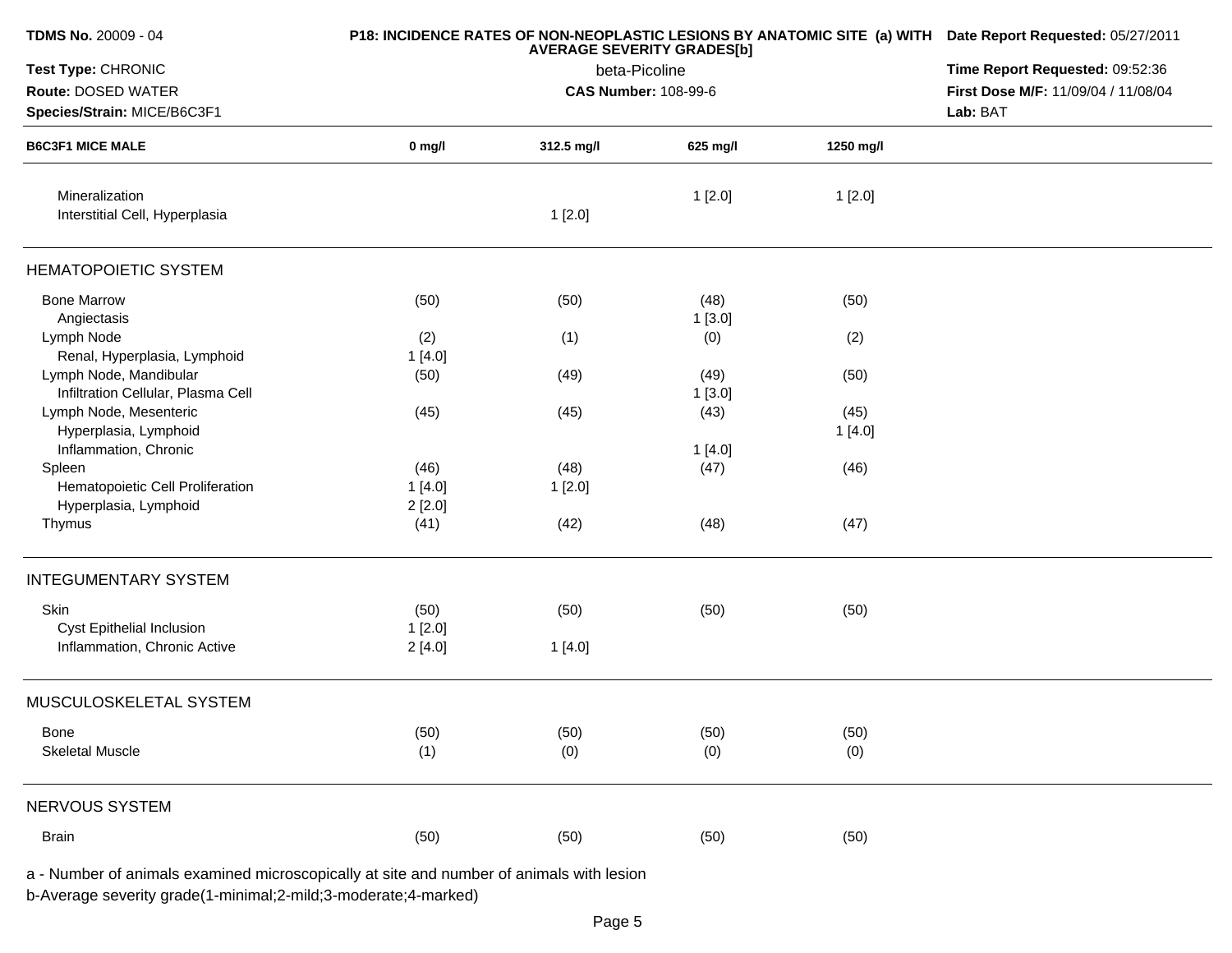**TDMS No.** 20009 - 04
**Test Type:** CHRONIC
**Route:** DOSED WATER
**Species/Strain:** MICE/B6C3F1

**P18: INCIDENCE RATES OF NON-NEOPLASTIC LESIONS BY ANATOMIC SITE (a) WITH AVERAGE SEVERITY GRADES[b]**
beta-Picoline
**CAS Number:** 108-99-6

**Date Report Requested:** 05/27/2011
**Time Report Requested:** 09:52:36
**First Dose M/F:** 11/09/04 / 11/08/04
**Lab:** BAT

| B6C3F1 MICE MALE | 0 mg/l | 312.5 mg/l | 625 mg/l | 1250 mg/l |
|---|---|---|---|---|
| Mineralization | | | 1 [2.0] | 1 [2.0] |
| Interstitial Cell, Hyperplasia | | 1 [2.0] | | |
| **HEMATOPOIETIC SYSTEM** | | | | |
| Bone Marrow | (50) | (50) | (48) | (50) |
| Angiectasis | | | 1 [3.0] | |
| Lymph Node | (2) | (1) | (0) | (2) |
| Renal, Hyperplasia, Lymphoid | 1 [4.0] | | | |
| Lymph Node, Mandibular | (50) | (49) | (49) | (50) |
| Infiltration Cellular, Plasma Cell | | | 1 [3.0] | |
| Lymph Node, Mesenteric | (45) | (45) | (43) | (45) |
| Hyperplasia, Lymphoid | | | | 1 [4.0] |
| Inflammation, Chronic | | | 1 [4.0] | |
| Spleen | (46) | (48) | (47) | (46) |
| Hematopoietic Cell Proliferation | 1 [4.0] | 1 [2.0] | | |
| Hyperplasia, Lymphoid | 2 [2.0] | | | |
| Thymus | (41) | (42) | (48) | (47) |
| **INTEGUMENTARY SYSTEM** | | | | |
| Skin | (50) | (50) | (50) | (50) |
| Cyst Epithelial Inclusion | 1 [2.0] | | | |
| Inflammation, Chronic Active | 2 [4.0] | 1 [4.0] | | |
| **MUSCULOSKELETAL SYSTEM** | | | | |
| Bone | (50) | (50) | (50) | (50) |
| Skeletal Muscle | (1) | (0) | (0) | (0) |
| **NERVOUS SYSTEM** | | | | |
| Brain | (50) | (50) | (50) | (50) |

a - Number of animals examined microscopically at site and number of animals with lesion
b-Average severity grade(1-minimal;2-mild;3-moderate;4-marked)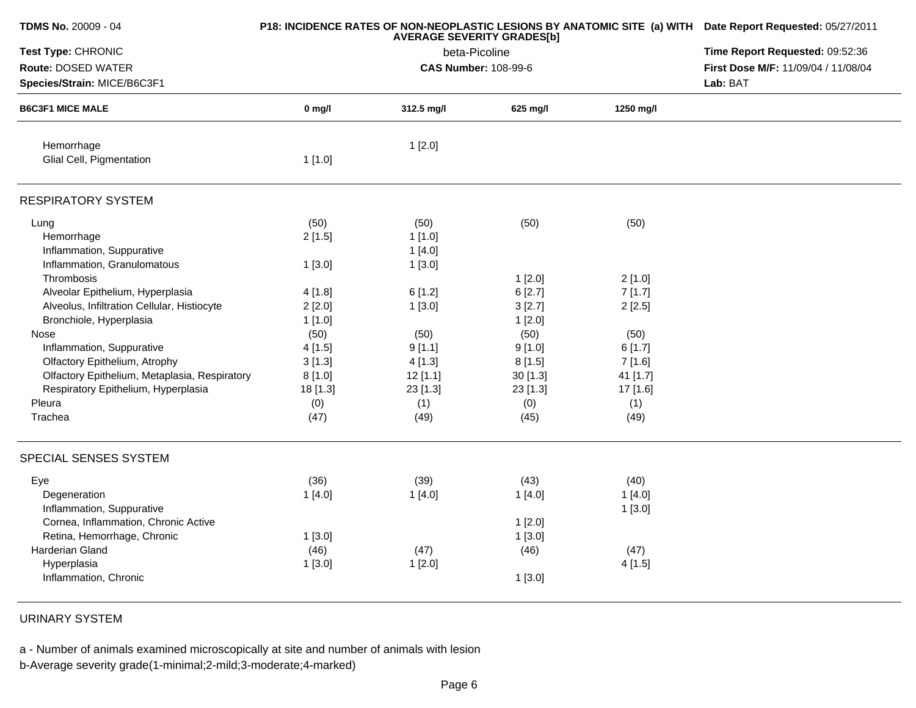| B6C3F1 MICE MALE | 0 mg/l | 312.5 mg/l | 625 mg/l | 1250 mg/l |
|---|---|---|---|---|
| Hemorrhage | | 1 [2.0] | | |
| Glial Cell, Pigmentation | 1 [1.0] | | | |
| **RESPIRATORY SYSTEM** | | | | |
| Lung | (50) | (50) | (50) | (50) |
| Hemorrhage | 2 [1.5] | 1 [1.0] | | |
| Inflammation, Suppurative | | 1 [4.0] | | |
| Inflammation, Granulomatous | 1 [3.0] | 1 [3.0] | | |
| Thrombosis | | | 1 [2.0] | 2 [1.0] |
| Alveolar Epithelium, Hyperplasia | 4 [1.8] | 6 [1.2] | 6 [2.7] | 7 [1.7] |
| Alveolus, Infiltration Cellular, Histiocyte | 2 [2.0] | 1 [3.0] | 3 [2.7] | 2 [2.5] |
| Bronchiole, Hyperplasia | 1 [1.0] | | 1 [2.0] | |
| Nose | (50) | (50) | (50) | (50) |
| Inflammation, Suppurative | 4 [1.5] | 9 [1.1] | 9 [1.0] | 6 [1.7] |
| Olfactory Epithelium, Atrophy | 3 [1.3] | 4 [1.3] | 8 [1.5] | 7 [1.6] |
| Olfactory Epithelium, Metaplasia, Respiratory | 8 [1.0] | 12 [1.1] | 30 [1.3] | 41 [1.7] |
| Respiratory Epithelium, Hyperplasia | 18 [1.3] | 23 [1.3] | 23 [1.3] | 17 [1.6] |
| Pleura | (0) | (1) | (0) | (1) |
| Trachea | (47) | (49) | (45) | (49) |
| **SPECIAL SENSES SYSTEM** | | | | |
| Eye | (36) | (39) | (43) | (40) |
| Degeneration | 1 [4.0] | 1 [4.0] | 1 [4.0] | 1 [4.0] |
| Inflammation, Suppurative | | | | 1 [3.0] |
| Cornea, Inflammation, Chronic Active | | | 1 [2.0] | |
| Retina, Hemorrhage, Chronic | 1 [3.0] | | 1 [3.0] | |
| Harderian Gland | (46) | (47) | (46) | (47) |
| Hyperplasia | 1 [3.0] | 1 [2.0] | | 4 [1.5] |
| Inflammation, Chronic | | | 1 [3.0] | |
| **URINARY SYSTEM** | | | | |

a - Number of animals examined microscopically at site and number of animals with lesion
b-Average severity grade(1-minimal;2-mild;3-moderate;4-marked)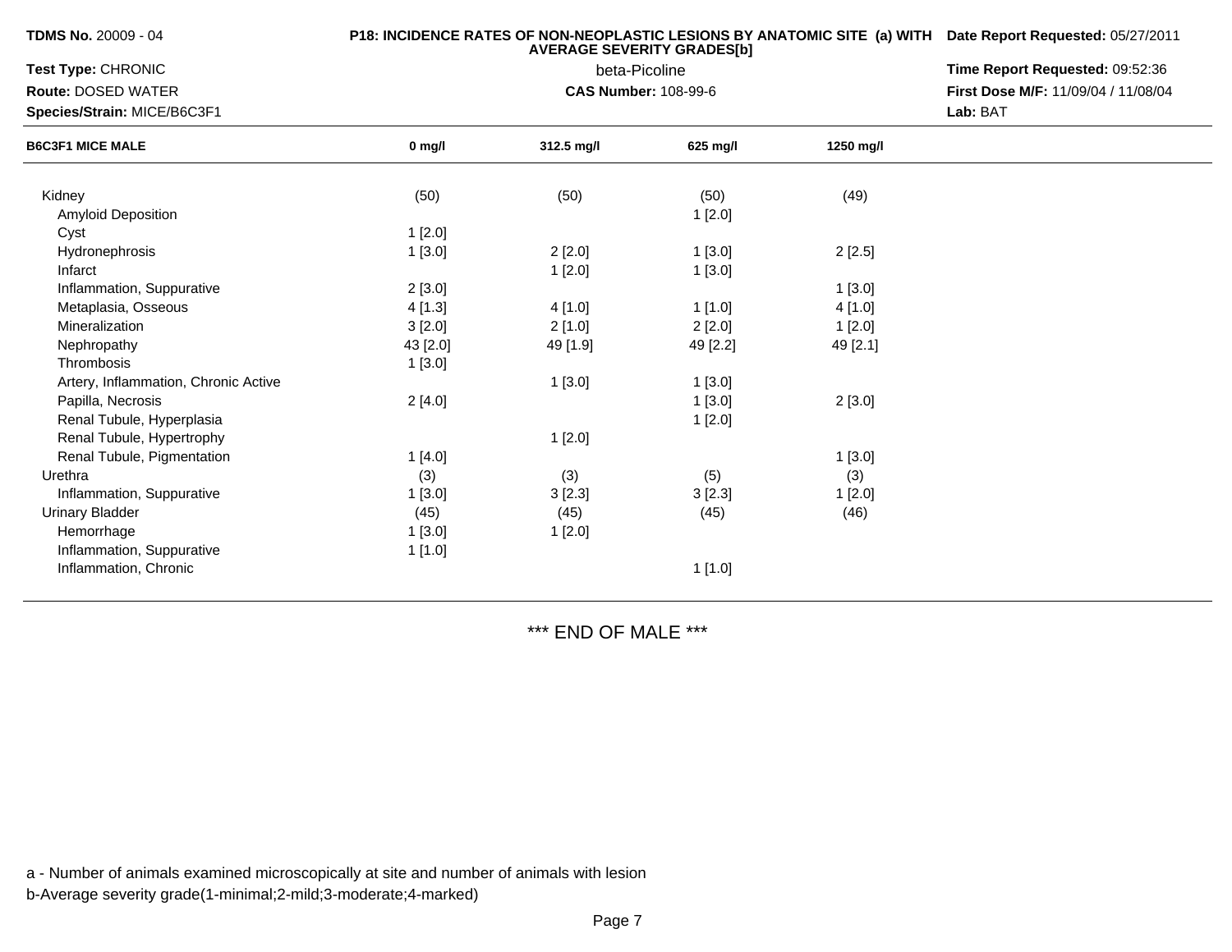**TDMS No.** 20009 - 04

**P18: INCIDENCE RATES OF NON-NEOPLASTIC LESIONS BY ANATOMIC SITE (a) WITH AVERAGE SEVERITY GRADES[b]**

beta-Picoline

**CAS Number:** 108-99-6

**Date Report Requested:** 05/27/2011

**Time Report Requested:** 09:52:36

**First Dose M/F:** 11/09/04 / 11/08/04

**Lab:** BAT

**Test Type:** CHRONIC

**Route:** DOSED WATER

**Species/Strain:** MICE/B6C3F1

| B6C3F1 MICE MALE | 0 mg/l | 312.5 mg/l | 625 mg/l | 1250 mg/l |
|---|---|---|---|---|
| Kidney | (50) | (50) | (50) | (49) |
| Amyloid Deposition | | | 1 [2.0] | |
| Cyst | 1 [2.0] | | | |
| Hydronephrosis | 1 [3.0] | 2 [2.0] | 1 [3.0] | 2 [2.5] |
| Infarct | | 1 [2.0] | 1 [3.0] | |
| Inflammation, Suppurative | 2 [3.0] | | | 1 [3.0] |
| Metaplasia, Osseous | 4 [1.3] | 4 [1.0] | 1 [1.0] | 4 [1.0] |
| Mineralization | 3 [2.0] | 2 [1.0] | 2 [2.0] | 1 [2.0] |
| Nephropathy | 43 [2.0] | 49 [1.9] | 49 [2.2] | 49 [2.1] |
| Thrombosis | 1 [3.0] | | | |
| Artery, Inflammation, Chronic Active | | 1 [3.0] | 1 [3.0] | |
| Papilla, Necrosis | 2 [4.0] | | 1 [3.0] | 2 [3.0] |
| Renal Tubule, Hyperplasia | | | 1 [2.0] | |
| Renal Tubule, Hypertrophy | | 1 [2.0] | | |
| Renal Tubule, Pigmentation | 1 [4.0] | | | 1 [3.0] |
| Urethra | (3) | (3) | (5) | (3) |
| Inflammation, Suppurative | 1 [3.0] | 3 [2.3] | 3 [2.3] | 1 [2.0] |
| Urinary Bladder | (45) | (45) | (45) | (46) |
| Hemorrhage | 1 [3.0] | 1 [2.0] | | |
| Inflammation, Suppurative | 1 [1.0] | | | |
| Inflammation, Chronic | | | 1 [1.0] | |

*** END OF MALE ***

a - Number of animals examined microscopically at site and number of animals with lesion

b-Average severity grade(1-minimal;2-mild;3-moderate;4-marked)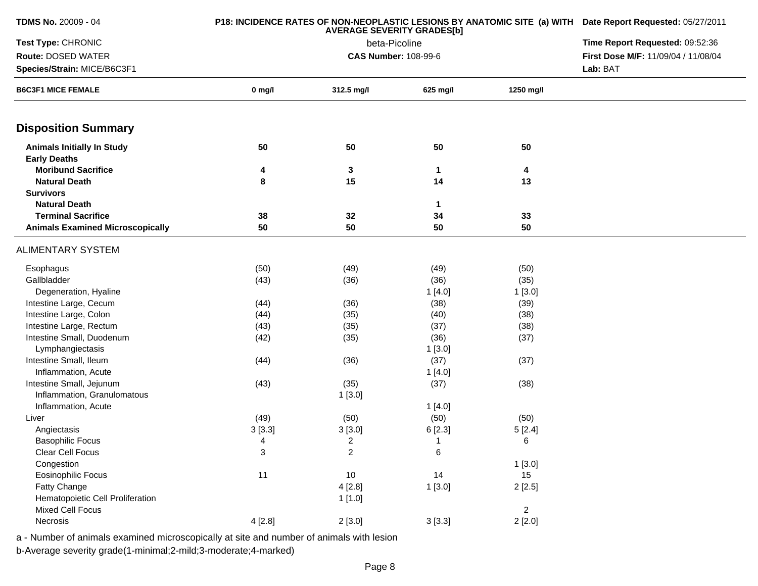**TDMS No.** 20009 - 04
**Test Type:** CHRONIC
**Route:** DOSED WATER
**Species/Strain:** MICE/B6C3F1

**P18: INCIDENCE RATES OF NON-NEOPLASTIC LESIONS BY ANATOMIC SITE (a) WITH AVERAGE SEVERITY GRADES[b]**
beta-Picoline
**CAS Number:** 108-99-6

**Date Report Requested:** 05/27/2011
**Time Report Requested:** 09:52:36
**First Dose M/F:** 11/09/04 / 11/08/04
**Lab:** BAT

| B6C3F1 MICE FEMALE | 0 mg/l | 312.5 mg/l | 625 mg/l | 1250 mg/l |
|---|---|---|---|---|
| **Disposition Summary** | | | | |
| **Animals Initially In Study** | **50** | **50** | **50** | **50** |
| **Early Deaths** | | | | |
| **Moribund Sacrifice** | **4** | **3** | **1** | **4** |
| **Natural Death** | **8** | **15** | **14** | **13** |
| **Survivors** | | | | |
| **Natural Death** | | | **1** | |
| **Terminal Sacrifice** | **38** | **32** | **34** | **33** |
| **Animals Examined Microscopically** | **50** | **50** | **50** | **50** |
| ALIMENTARY SYSTEM | | | | |
| Esophagus | (50) | (49) | (49) | (50) |
| Gallbladder | (43) | (36) | (36) | (35) |
| Degeneration, Hyaline | | | 1 [4.0] | 1 [3.0] |
| Intestine Large, Cecum | (44) | (36) | (38) | (39) |
| Intestine Large, Colon | (44) | (35) | (40) | (38) |
| Intestine Large, Rectum | (43) | (35) | (37) | (38) |
| Intestine Small, Duodenum | (42) | (35) | (36) | (37) |
| Lymphangiectasis | | | 1 [3.0] | |
| Intestine Small, Ileum | (44) | (36) | (37) | (37) |
| Inflammation, Acute | | | 1 [4.0] | |
| Intestine Small, Jejunum | (43) | (35) | (37) | (38) |
| Inflammation, Granulomatous | | 1 [3.0] | | |
| Inflammation, Acute | | | 1 [4.0] | |
| Liver | (49) | (50) | (50) | (50) |
| Angiectasis | 3 [3.3] | 3 [3.0] | 6 [2.3] | 5 [2.4] |
| Basophilic Focus | 4 | 2 | 1 | 6 |
| Clear Cell Focus | 3 | 2 | 6 | |
| Congestion | | | | 1 [3.0] |
| Eosinophilic Focus | 11 | 10 | 14 | 15 |
| Fatty Change | | 4 [2.8] | 1 [3.0] | 2 [2.5] |
| Hematopoietic Cell Proliferation | | 1 [1.0] | | |
| Mixed Cell Focus | | | | 2 |
| Necrosis | 4 [2.8] | 2 [3.0] | 3 [3.3] | 2 [2.0] |

a - Number of animals examined microscopically at site and number of animals with lesion
b-Average severity grade(1-minimal;2-mild;3-moderate;4-marked)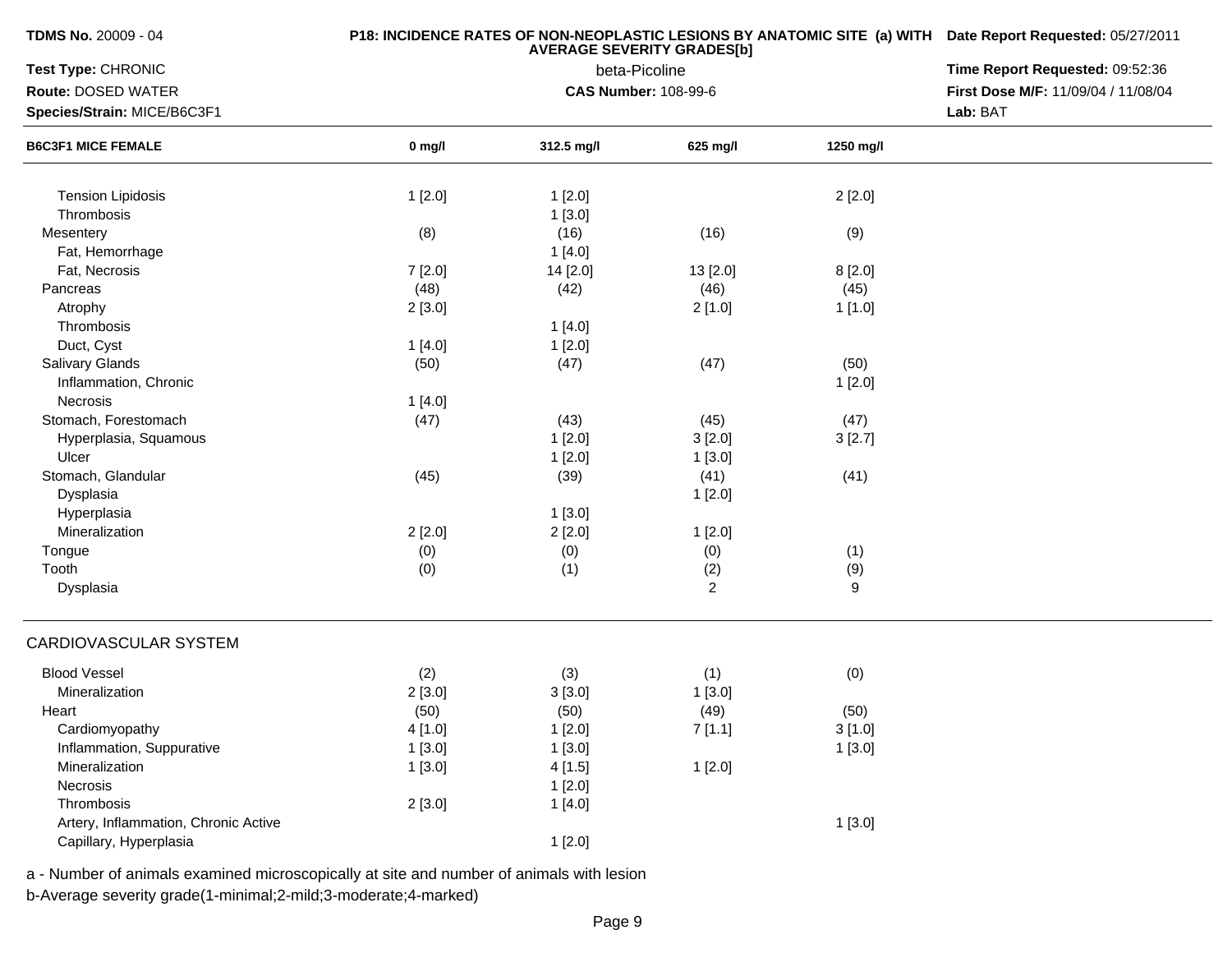**TDMS No.** 20009 - 04 | **P18: INCIDENCE RATES OF NON-NEOPLASTIC LESIONS BY ANATOMIC SITE (a) WITH AVERAGE SEVERITY GRADES[b]** | **Date Report Requested:** 05/27/2011

**Test Type:** CHRONIC | beta-Picoline | **Time Report Requested:** 09:52:36

**Route:** DOSED WATER | **CAS Number:** 108-99-6 | **First Dose M/F:** 11/09/04 / 11/08/04

**Species/Strain:** MICE/B6C3F1 | **Lab:** BAT

| B6C3F1 MICE FEMALE | 0 mg/l | 312.5 mg/l | 625 mg/l | 1250 mg/l |
|---|---|---|---|---|
| Tension Lipidosis | 1 [2.0] | 1 [2.0] | | 2 [2.0] |
| Thrombosis | | 1 [3.0] | | |
| Mesentery | (8) | (16) | (16) | (9) |
| Fat, Hemorrhage | | 1 [4.0] | | |
| Fat, Necrosis | 7 [2.0] | 14 [2.0] | 13 [2.0] | 8 [2.0] |
| Pancreas | (48) | (42) | (46) | (45) |
| Atrophy | 2 [3.0] | | 2 [1.0] | 1 [1.0] |
| Thrombosis | | 1 [4.0] | | |
| Duct, Cyst | 1 [4.0] | 1 [2.0] | | |
| Salivary Glands | (50) | (47) | (47) | (50) |
| Inflammation, Chronic | | | | 1 [2.0] |
| Necrosis | 1 [4.0] | | | |
| Stomach, Forestomach | (47) | (43) | (45) | (47) |
| Hyperplasia, Squamous | | 1 [2.0] | 3 [2.0] | 3 [2.7] |
| Ulcer | | 1 [2.0] | 1 [3.0] | |
| Stomach, Glandular | (45) | (39) | (41) | (41) |
| Dysplasia | | | 1 [2.0] | |
| Hyperplasia | | 1 [3.0] | | |
| Mineralization | 2 [2.0] | 2 [2.0] | 1 [2.0] | |
| Tongue | (0) | (0) | (0) | (1) |
| Tooth | (0) | (1) | (2) | (9) |
| Dysplasia | | | 2 | 9 |

## CARDIOVASCULAR SYSTEM

| B6C3F1 MICE FEMALE | 0 mg/l | 312.5 mg/l | 625 mg/l | 1250 mg/l |
|---|---|---|---|---|
| Blood Vessel | (2) | (3) | (1) | (0) |
| Mineralization | 2 [3.0] | 3 [3.0] | 1 [3.0] | |
| Heart | (50) | (50) | (49) | (50) |
| Cardiomyopathy | 4 [1.0] | 1 [2.0] | 7 [1.1] | 3 [1.0] |
| Inflammation, Suppurative | 1 [3.0] | 1 [3.0] | | 1 [3.0] |
| Mineralization | 1 [3.0] | 4 [1.5] | 1 [2.0] | |
| Necrosis | | 1 [2.0] | | |
| Thrombosis | 2 [3.0] | 1 [4.0] | | |
| Artery, Inflammation, Chronic Active | | | | 1 [3.0] |
| Capillary, Hyperplasia | | 1 [2.0] | | |

a - Number of animals examined microscopically at site and number of animals with lesion

b-Average severity grade(1-minimal;2-mild;3-moderate;4-marked)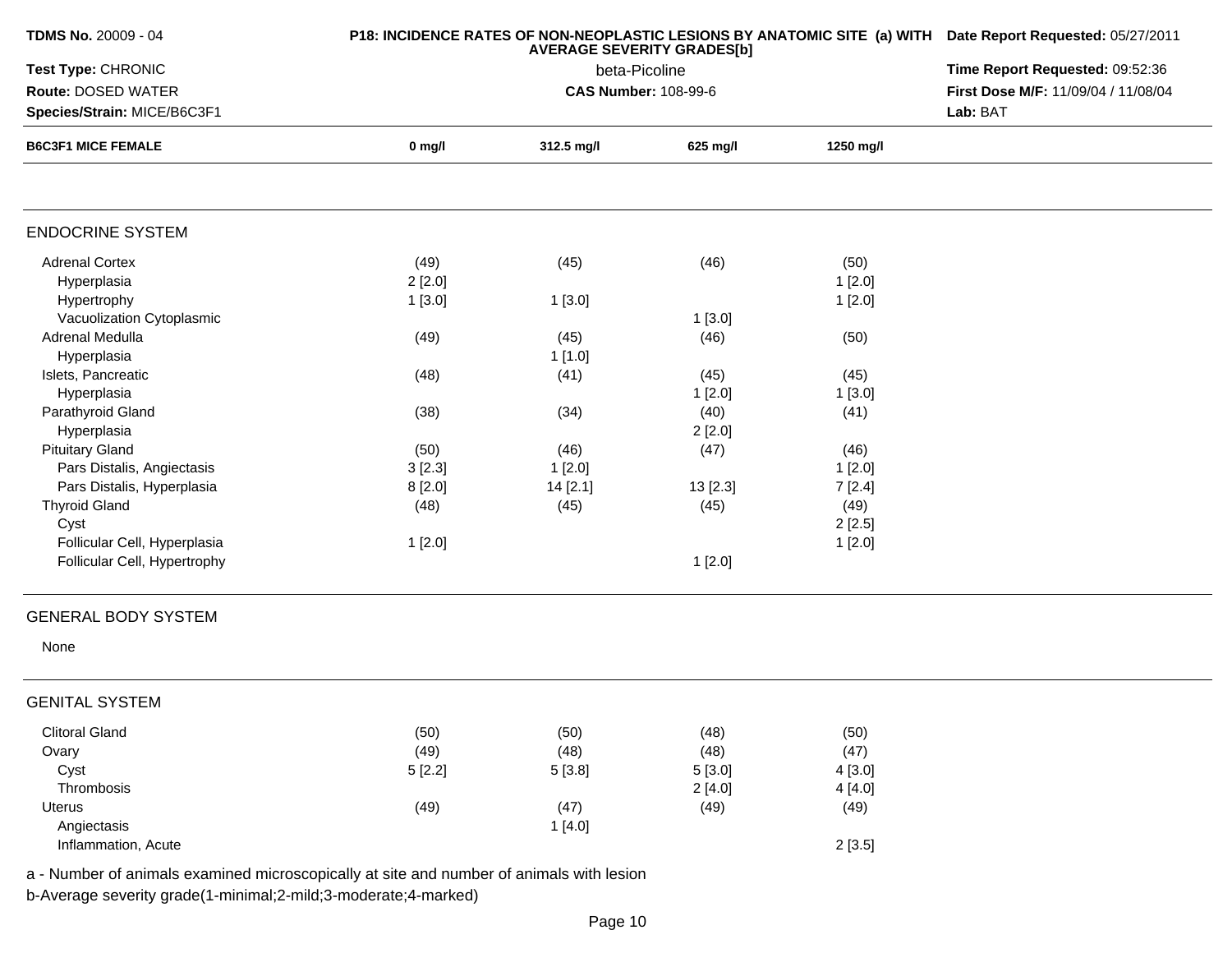**TDMS No.** 20009 - 04
**Test Type:** CHRONIC
**Route:** DOSED WATER
**Species/Strain:** MICE/B6C3F1

**P18: INCIDENCE RATES OF NON-NEOPLASTIC LESIONS BY ANATOMIC SITE (a) WITH AVERAGE SEVERITY GRADES[b]**

beta-Picoline

**CAS Number:** 108-99-6

**Date Report Requested:** 05/27/2011
**Time Report Requested:** 09:52:36
**First Dose M/F:** 11/09/04 / 11/08/04
**Lab:** BAT

| B6C3F1 MICE FEMALE | 0 mg/l | 312.5 mg/l | 625 mg/l | 1250 mg/l |
|---|---|---|---|---|
| **ENDOCRINE SYSTEM** | | | | |
| Adrenal Cortex | (49) | (45) | (46) | (50) |
| Hyperplasia | 2 [2.0] | | | 1 [2.0] |
| Hypertrophy | 1 [3.0] | 1 [3.0] | | 1 [2.0] |
| Vacuolization Cytoplasmic | | | 1 [3.0] | |
| Adrenal Medulla | (49) | (45) | (46) | (50) |
| Hyperplasia | | 1 [1.0] | | |
| Islets, Pancreatic | (48) | (41) | (45) | (45) |
| Hyperplasia | | | 1 [2.0] | 1 [3.0] |
| Parathyroid Gland | (38) | (34) | (40) | (41) |
| Hyperplasia | | | 2 [2.0] | |
| Pituitary Gland | (50) | (46) | (47) | (46) |
| Pars Distalis, Angiectasis | 3 [2.3] | 1 [2.0] | | 1 [2.0] |
| Pars Distalis, Hyperplasia | 8 [2.0] | 14 [2.1] | 13 [2.3] | 7 [2.4] |
| Thyroid Gland | (48) | (45) | (45) | (49) |
| Cyst | | | | 2 [2.5] |
| Follicular Cell, Hyperplasia | 1 [2.0] | | | 1 [2.0] |
| Follicular Cell, Hypertrophy | | | 1 [2.0] | |
| **GENERAL BODY SYSTEM** | | | | |
| None | | | | |
| **GENITAL SYSTEM** | | | | |
| Clitoral Gland | (50) | (50) | (48) | (50) |
| Ovary | (49) | (48) | (48) | (47) |
| Cyst | 5 [2.2] | 5 [3.8] | 5 [3.0] | 4 [3.0] |
| Thrombosis | | | 2 [4.0] | 4 [4.0] |
| Uterus | (49) | (47) | (49) | (49) |
| Angiectasis | | 1 [4.0] | | |
| Inflammation, Acute | | | | 2 [3.5] |

a - Number of animals examined microscopically at site and number of animals with lesion
b-Average severity grade(1-minimal;2-mild;3-moderate;4-marked)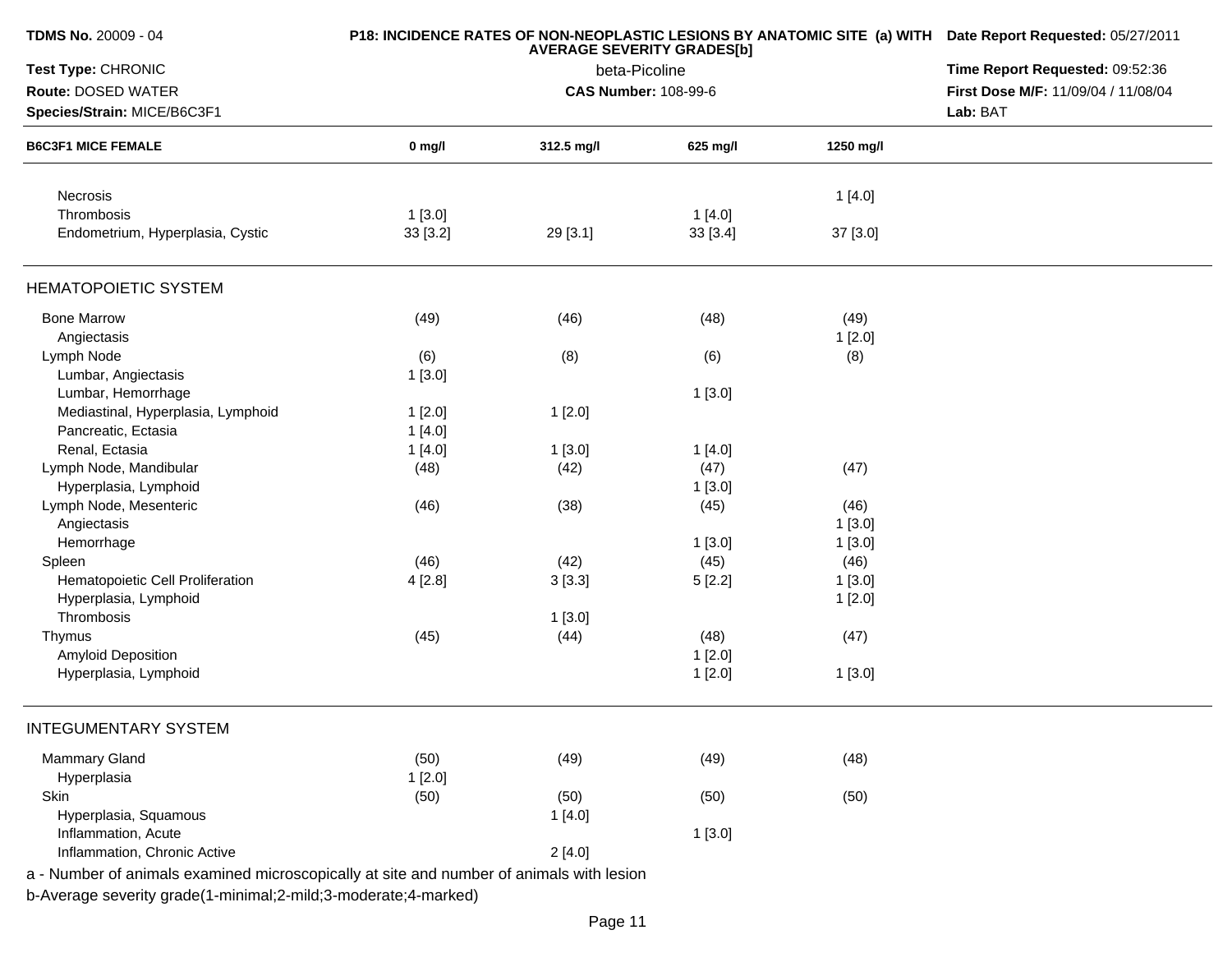**TDMS No.** 20009 - 04
**Test Type:** CHRONIC
**Route:** DOSED WATER
**Species/Strain:** MICE/B6C3F1

**P18: INCIDENCE RATES OF NON-NEOPLASTIC LESIONS BY ANATOMIC SITE (a) WITH AVERAGE SEVERITY GRADES[b]**
beta-Picoline
**CAS Number:** 108-99-6

**Date Report Requested:** 05/27/2011
**Time Report Requested:** 09:52:36
**First Dose M/F:** 11/09/04 / 11/08/04
**Lab:** BAT

| B6C3F1 MICE FEMALE | 0 mg/l | 312.5 mg/l | 625 mg/l | 1250 mg/l |
|---|---|---|---|---|
| Necrosis | | | | 1 [4.0] |
| Thrombosis | 1 [3.0] | | 1 [4.0] | |
| Endometrium, Hyperplasia, Cystic | 33 [3.2] | 29 [3.1] | 33 [3.4] | 37 [3.0] |
| **HEMATOPOIETIC SYSTEM** | | | | |
| Bone Marrow | (49) | (46) | (48) | (49) |
| Angiectasis | | | | 1 [2.0] |
| Lymph Node | (6) | (8) | (6) | (8) |
| Lumbar, Angiectasis | 1 [3.0] | | | |
| Lumbar, Hemorrhage | | | 1 [3.0] | |
| Mediastinal, Hyperplasia, Lymphoid | 1 [2.0] | 1 [2.0] | | |
| Pancreatic, Ectasia | 1 [4.0] | | | |
| Renal, Ectasia | 1 [4.0] | 1 [3.0] | 1 [4.0] | |
| Lymph Node, Mandibular | (48) | (42) | (47) | (47) |
| Hyperplasia, Lymphoid | | | 1 [3.0] | |
| Lymph Node, Mesenteric | (46) | (38) | (45) | (46) |
| Angiectasis | | | | 1 [3.0] |
| Hemorrhage | | | 1 [3.0] | 1 [3.0] |
| Spleen | (46) | (42) | (45) | (46) |
| Hematopoietic Cell Proliferation | 4 [2.8] | 3 [3.3] | 5 [2.2] | 1 [3.0] |
| Hyperplasia, Lymphoid | | | | 1 [2.0] |
| Thrombosis | | 1 [3.0] | | |
| Thymus | (45) | (44) | (48) | (47) |
| Amyloid Deposition | | | 1 [2.0] | |
| Hyperplasia, Lymphoid | | | 1 [2.0] | 1 [3.0] |
| **INTEGUMENTARY SYSTEM** | | | | |
| Mammary Gland | (50) | (49) | (49) | (48) |
| Hyperplasia | 1 [2.0] | | | |
| Skin | (50) | (50) | (50) | (50) |
| Hyperplasia, Squamous | | 1 [4.0] | | |
| Inflammation, Acute | | | 1 [3.0] | |
| Inflammation, Chronic Active | | 2 [4.0] | | |

a - Number of animals examined microscopically at site and number of animals with lesion
b-Average severity grade(1-minimal;2-mild;3-moderate;4-marked)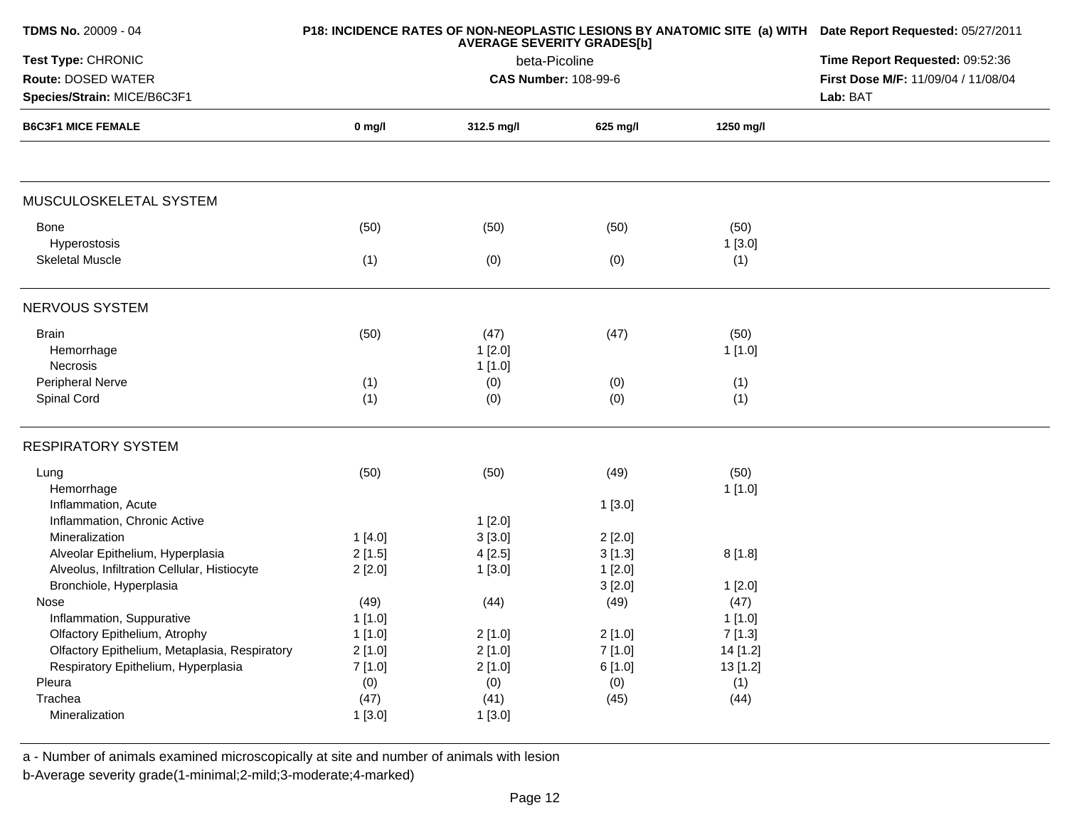**TDMS No.** 20009 - 04
**Test Type:** CHRONIC
**Route:** DOSED WATER
**Species/Strain:** MICE/B6C3F1

**P18: INCIDENCE RATES OF NON-NEOPLASTIC LESIONS BY ANATOMIC SITE (a) WITH AVERAGE SEVERITY GRADES[b]**
beta-Picoline
**CAS Number:** 108-99-6

**Date Report Requested:** 05/27/2011
**Time Report Requested:** 09:52:36
**First Dose M/F:** 11/09/04 / 11/08/04
**Lab:** BAT

| B6C3F1 MICE FEMALE | 0 mg/l | 312.5 mg/l | 625 mg/l | 1250 mg/l |
|---|---|---|---|---|
| **MUSCULOSKELETAL SYSTEM** | | | | |
| Bone | (50) | (50) | (50) | (50) |
| Hyperostosis | | | | 1 [3.0] |
| Skeletal Muscle | (1) | (0) | (0) | (1) |
| **NERVOUS SYSTEM** | | | | |
| Brain | (50) | (47) | (47) | (50) |
| Hemorrhage | | 1 [2.0] | | 1 [1.0] |
| Necrosis | | 1 [1.0] | | |
| Peripheral Nerve | (1) | (0) | (0) | (1) |
| Spinal Cord | (1) | (0) | (0) | (1) |
| **RESPIRATORY SYSTEM** | | | | |
| Lung | (50) | (50) | (49) | (50) |
| Hemorrhage | | | | 1 [1.0] |
| Inflammation, Acute | | | 1 [3.0] | |
| Inflammation, Chronic Active | | 1 [2.0] | | |
| Mineralization | 1 [4.0] | 3 [3.0] | 2 [2.0] | |
| Alveolar Epithelium, Hyperplasia | 2 [1.5] | 4 [2.5] | 3 [1.3] | 8 [1.8] |
| Alveolus, Infiltration Cellular, Histiocyte | 2 [2.0] | 1 [3.0] | 1 [2.0] | |
| Bronchiole, Hyperplasia | | | 3 [2.0] | 1 [2.0] |
| Nose | (49) | (44) | (49) | (47) |
| Inflammation, Suppurative | 1 [1.0] | | | 1 [1.0] |
| Olfactory Epithelium, Atrophy | 1 [1.0] | 2 [1.0] | 2 [1.0] | 7 [1.3] |
| Olfactory Epithelium, Metaplasia, Respiratory | 2 [1.0] | 2 [1.0] | 7 [1.0] | 14 [1.2] |
| Respiratory Epithelium, Hyperplasia | 7 [1.0] | 2 [1.0] | 6 [1.0] | 13 [1.2] |
| Pleura | (0) | (0) | (0) | (1) |
| Trachea | (47) | (41) | (45) | (44) |
| Mineralization | 1 [3.0] | 1 [3.0] | | |

a - Number of animals examined microscopically at site and number of animals with lesion
b-Average severity grade(1-minimal;2-mild;3-moderate;4-marked)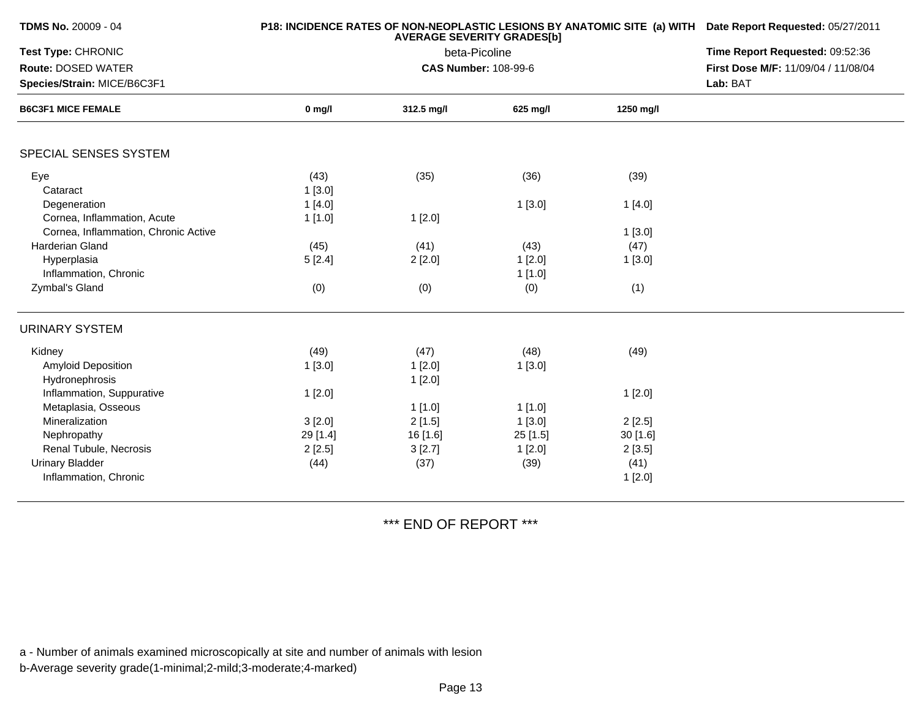| TDMS No. 20009 - 04 | P18: INCIDENCE RATES OF NON-NEOPLASTIC LESIONS BY ANATOMIC SITE (a) WITH AVERAGE SEVERITY GRADES[b] | Date Report Requested: 05/27/2011 |
|---|---|---|
| Test Type: CHRONIC | beta-Picoline | Time Report Requested: 09:52:36 |
| Route: DOSED WATER | CAS Number: 108-99-6 | First Dose M/F: 11/09/04 / 11/08/04 |
| Species/Strain: MICE/B6C3F1 | | Lab: BAT |

| B6C3F1 MICE FEMALE | 0 mg/l | 312.5 mg/l | 625 mg/l | 1250 mg/l |
|---|---|---|---|---|
| **SPECIAL SENSES SYSTEM** | | | | |
| Eye | (43) | (35) | (36) | (39) |
| Cataract | 1 [3.0] | | | |
| Degeneration | 1 [4.0] | | 1 [3.0] | 1 [4.0] |
| Cornea, Inflammation, Acute | 1 [1.0] | 1 [2.0] | | |
| Cornea, Inflammation, Chronic Active | | | | 1 [3.0] |
| Harderian Gland | (45) | (41) | (43) | (47) |
| Hyperplasia | 5 [2.4] | 2 [2.0] | 1 [2.0] | 1 [3.0] |
| Inflammation, Chronic | | | 1 [1.0] | |
| Zymbal's Gland | (0) | (0) | (0) | (1) |
| **URINARY SYSTEM** | | | | |
| Kidney | (49) | (47) | (48) | (49) |
| Amyloid Deposition | 1 [3.0] | 1 [2.0] | 1 [3.0] | |
| Hydronephrosis | | 1 [2.0] | | |
| Inflammation, Suppurative | 1 [2.0] | | | 1 [2.0] |
| Metaplasia, Osseous | | 1 [1.0] | 1 [1.0] | |
| Mineralization | 3 [2.0] | 2 [1.5] | 1 [3.0] | 2 [2.5] |
| Nephropathy | 29 [1.4] | 16 [1.6] | 25 [1.5] | 30 [1.6] |
| Renal Tubule, Necrosis | 2 [2.5] | 3 [2.7] | 1 [2.0] | 2 [3.5] |
| Urinary Bladder | (44) | (37) | (39) | (41) |
| Inflammation, Chronic | | | | 1 [2.0] |

*** END OF REPORT ***

a - Number of animals examined microscopically at site and number of animals with lesion

b-Average severity grade(1-minimal;2-mild;3-moderate;4-marked)